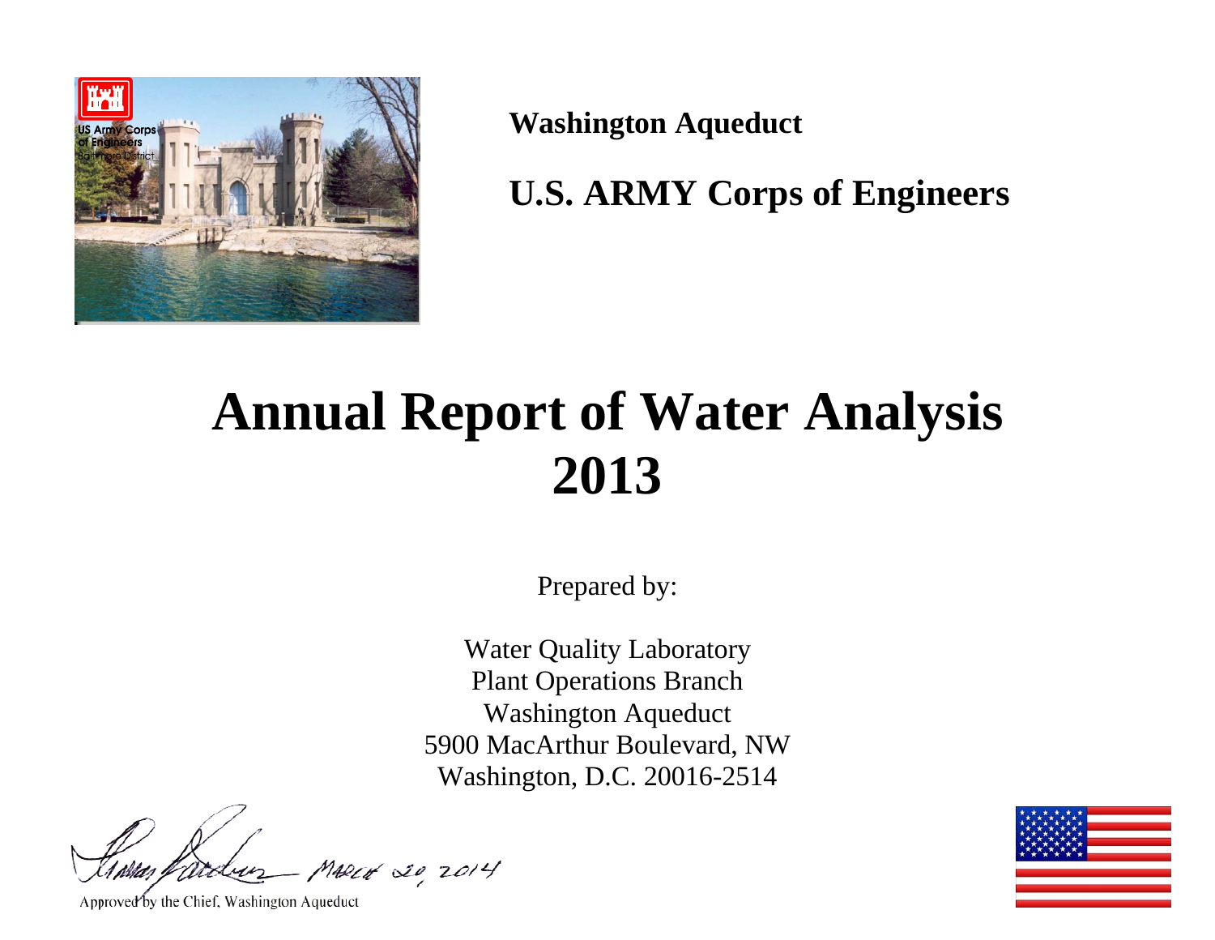**Washington Aqueduct**

**U.S. ARMY Corps of Engineers**

# Annual Report of Water Analysis 2013

Prepared by:

Water Quality Laboratory
Plant Operations Branch
Washington Aqueduct
5900 MacArthur Boulevard, NW
Washington, D.C. 20016-2514

March 20, 2014

Approved by the Chief, Washington Aqueduct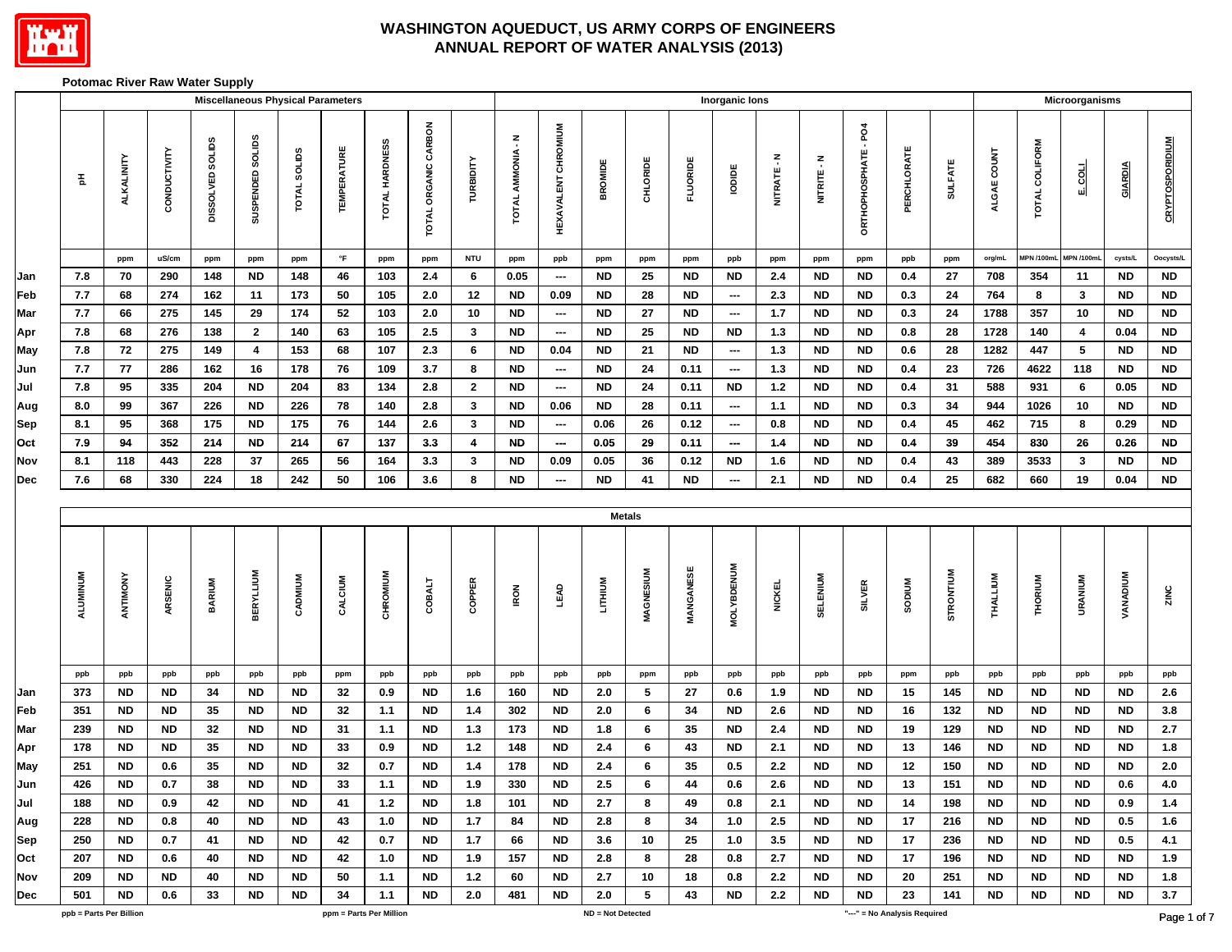# WASHINGTON AQUEDUCT, US ARMY CORPS OF ENGINEERS
## ANNUAL REPORT OF WATER ANALYSIS (2013)

**Potomac River Raw Water Supply**

| | Miscellaneous Physical Parameters | | | | | | | | | | Inorganic Ions | | | | | | | | | | | | Microorganisms | | | | |
|---|---|---|---|---|---|---|---|---|---|---|---|---|---|---|---|---|---|---|---|---|---|---|---|---|---|---|---|
| | pH | ALKALINITY | CONDUCTIVITY | DISSOLVED SOLIDS | SUSPENDED SOLIDS | TOTAL SOLIDS | TEMPERATURE | TOTAL HARDNESS | TOTAL ORGANIC CARBON | TURBIDITY | TOTAL AMMONIA - N | HEXAVALENT CHROMIUM | BROMIDE | CHLORIDE | FLUORIDE | IODIDE | NITRATE - N | NITRITE - N | ORTHOPHOSPHATE - PO4 | PERCHLORATE | SULFATE | ALGAE COUNT | TOTAL COLIFORM | E. COLI | GIARDIA | CRYPTOSPORIDIUM |
| | | ppm | uS/cm | ppm | ppm | ppm | °F | ppm | ppm | NTU | ppm | ppb | ppm | ppm | ppm | ppb | ppm | ppm | ppm | ppb | ppm | org/mL | MPN /100mL | MPN /100mL | cysts/L | Oocysts/L |
| Jan | 7.8 | 70 | 290 | 148 | ND | 148 | 46 | 103 | 2.4 | 6 | 0.05 | --- | ND | 25 | ND | ND | 2.4 | ND | ND | 0.4 | 27 | 708 | 354 | 11 | ND | ND |
| Feb | 7.7 | 68 | 274 | 162 | 11 | 173 | 50 | 105 | 2.0 | 12 | ND | 0.09 | ND | 28 | ND | --- | 2.3 | ND | ND | 0.3 | 24 | 764 | 8 | 3 | ND | ND |
| Mar | 7.7 | 66 | 275 | 145 | 29 | 174 | 52 | 103 | 2.0 | 10 | ND | --- | ND | 27 | ND | --- | 1.7 | ND | ND | 0.3 | 24 | 1788 | 357 | 10 | ND | ND |
| Apr | 7.8 | 68 | 276 | 138 | 2 | 140 | 63 | 105 | 2.5 | 3 | ND | --- | ND | 25 | ND | ND | 1.3 | ND | ND | 0.8 | 28 | 1728 | 140 | 4 | 0.04 | ND |
| May | 7.8 | 72 | 275 | 149 | 4 | 153 | 68 | 107 | 2.3 | 6 | ND | 0.04 | ND | 21 | ND | --- | 1.3 | ND | ND | 0.6 | 28 | 1282 | 447 | 5 | ND | ND |
| Jun | 7.7 | 77 | 286 | 162 | 16 | 178 | 76 | 109 | 3.7 | 8 | ND | --- | ND | 24 | 0.11 | --- | 1.3 | ND | ND | 0.4 | 23 | 726 | 4622 | 118 | ND | ND |
| Jul | 7.8 | 95 | 335 | 204 | ND | 204 | 83 | 134 | 2.8 | 2 | ND | --- | ND | 24 | 0.11 | ND | 1.2 | ND | ND | 0.4 | 31 | 588 | 931 | 6 | 0.05 | ND |
| Aug | 8.0 | 99 | 367 | 226 | ND | 226 | 78 | 140 | 2.8 | 3 | ND | 0.06 | ND | 28 | 0.11 | --- | 1.1 | ND | ND | 0.3 | 34 | 944 | 1026 | 10 | ND | ND |
| Sep | 8.1 | 95 | 368 | 175 | ND | 175 | 76 | 144 | 2.6 | 3 | ND | --- | 0.06 | 26 | 0.12 | --- | 0.8 | ND | ND | 0.4 | 45 | 462 | 715 | 8 | 0.29 | ND |
| Oct | 7.9 | 94 | 352 | 214 | ND | 214 | 67 | 137 | 3.3 | 4 | ND | --- | 0.05 | 29 | 0.11 | --- | 1.4 | ND | ND | 0.4 | 39 | 454 | 830 | 26 | 0.26 | ND |
| Nov | 8.1 | 118 | 443 | 228 | 37 | 265 | 56 | 164 | 3.3 | 3 | ND | 0.09 | 0.05 | 36 | 0.12 | ND | 1.6 | ND | ND | 0.4 | 43 | 389 | 3533 | 3 | ND | ND |
| Dec | 7.6 | 68 | 330 | 224 | 18 | 242 | 50 | 106 | 3.6 | 8 | ND | --- | ND | 41 | ND | --- | 2.1 | ND | ND | 0.4 | 25 | 682 | 660 | 19 | 0.04 | ND |

| | Metals | | | | | | | | | | | | | | | | | | | | | | | | | |
|---|---|---|---|---|---|---|---|---|---|---|---|---|---|---|---|---|---|---|---|---|---|---|---|---|---|---|
| | ALUMINUM | ANTIMONY | ARSENIC | BARIUM | BERYLLIUM | CADMIUM | CALCIUM | CHROMIUM | COBALT | COPPER | IRON | LEAD | LITHIUM | MAGNESIUM | MANGANESE | MOLYBDENUM | NICKEL | SELENIUM | SILVER | SODIUM | STRONTIUM | THALLIUM | THORIUM | URANIUM | VANADIUM | ZINC |
| | ppb | ppb | ppb | ppb | ppb | ppb | ppm | ppb | ppb | ppb | ppb | ppb | ppb | ppm | ppb | ppb | ppb | ppb | ppb | ppm | ppb | ppb | ppb | ppb | ppb | ppb |
| Jan | 373 | ND | ND | 34 | ND | ND | 32 | 0.9 | ND | 1.6 | 160 | ND | 2.0 | 5 | 27 | 0.6 | 1.9 | ND | ND | 15 | 145 | ND | ND | ND | ND | 2.6 |
| Feb | 351 | ND | ND | 35 | ND | ND | 32 | 1.1 | ND | 1.4 | 302 | ND | 2.0 | 6 | 34 | ND | 2.6 | ND | ND | 16 | 132 | ND | ND | ND | ND | 3.8 |
| Mar | 239 | ND | ND | 32 | ND | ND | 31 | 1.1 | ND | 1.3 | 173 | ND | 1.8 | 6 | 35 | ND | 2.4 | ND | ND | 19 | 129 | ND | ND | ND | ND | 2.7 |
| Apr | 178 | ND | ND | 35 | ND | ND | 33 | 0.9 | ND | 1.2 | 148 | ND | 2.4 | 6 | 43 | ND | 2.1 | ND | ND | 13 | 146 | ND | ND | ND | ND | 1.8 |
| May | 251 | ND | 0.6 | 35 | ND | ND | 32 | 0.7 | ND | 1.4 | 178 | ND | 2.4 | 6 | 35 | 0.5 | 2.2 | ND | ND | 12 | 150 | ND | ND | ND | ND | 2.0 |
| Jun | 426 | ND | 0.7 | 38 | ND | ND | 33 | 1.1 | ND | 1.9 | 330 | ND | 2.5 | 6 | 44 | 0.6 | 2.6 | ND | ND | 13 | 151 | ND | ND | ND | 0.6 | 4.0 |
| Jul | 188 | ND | 0.9 | 42 | ND | ND | 41 | 1.2 | ND | 1.8 | 101 | ND | 2.7 | 8 | 49 | 0.8 | 2.1 | ND | ND | 14 | 198 | ND | ND | ND | 0.9 | 1.4 |
| Aug | 228 | ND | 0.8 | 40 | ND | ND | 43 | 1.0 | ND | 1.7 | 84 | ND | 2.8 | 8 | 34 | 1.0 | 2.5 | ND | ND | 17 | 216 | ND | ND | ND | 0.5 | 1.6 |
| Sep | 250 | ND | 0.7 | 41 | ND | ND | 42 | 0.7 | ND | 1.7 | 66 | ND | 3.6 | 10 | 25 | 1.0 | 3.5 | ND | ND | 17 | 236 | ND | ND | ND | 0.5 | 4.1 |
| Oct | 207 | ND | 0.6 | 40 | ND | ND | 42 | 1.0 | ND | 1.9 | 157 | ND | 2.8 | 8 | 28 | 0.8 | 2.7 | ND | ND | 17 | 196 | ND | ND | ND | ND | 1.9 |
| Nov | 209 | ND | ND | 40 | ND | ND | 50 | 1.1 | ND | 1.2 | 60 | ND | 2.7 | 10 | 18 | 0.8 | 2.2 | ND | ND | 20 | 251 | ND | ND | ND | ND | 1.8 |
| Dec | 501 | ND | 0.6 | 33 | ND | ND | 34 | 1.1 | ND | 2.0 | 481 | ND | 2.0 | 5 | 43 | ND | 2.2 | ND | ND | 23 | 141 | ND | ND | ND | ND | 3.7 |

ppb = Parts Per Billion    ppm = Parts Per Million    ND = Not Detected    "---" = No Analysis Required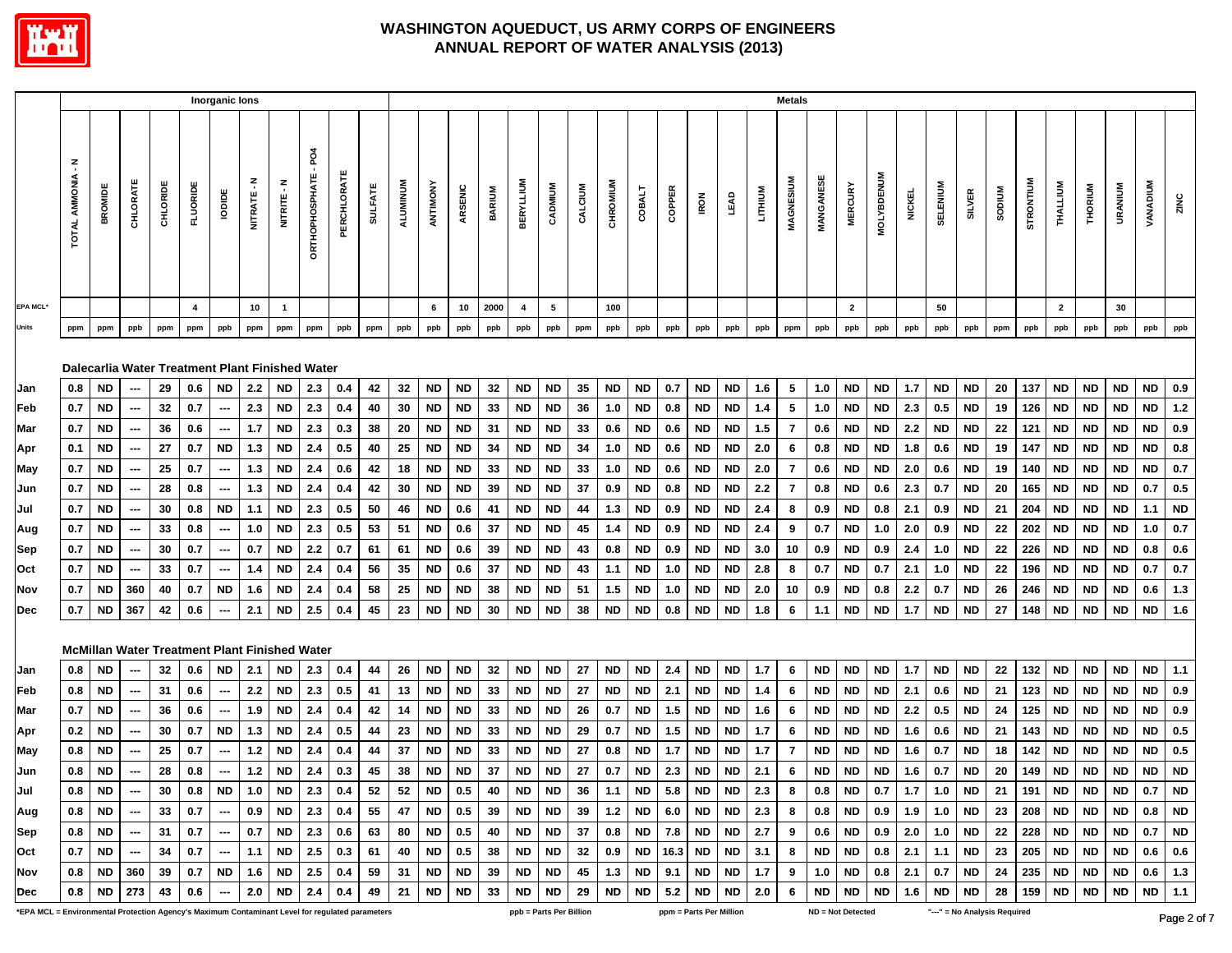# WASHINGTON AQUEDUCT, US ARMY CORPS OF ENGINEERS
# ANNUAL REPORT OF WATER ANALYSIS (2013)

| | Inorganic Ions | | | | | | | | | | | Metals | | | | | | | | | | | | | | | | | | | | | | | | | | | |
|---|---|---|---|---|---|---|---|---|---|---|---|---|---|---|---|---|---|---|---|---|---|---|---|---|---|---|---|---|---|---|---|---|---|---|---|---|---|---|---|
| | TOTAL AMMONIA - N | BROMIDE | CHLORATE | CHLORIDE | FLUORIDE | IODIDE | NITRATE - N | NITRITE - N | ORTHOPHOSPHATE - PO4 | PERCHLORATE | SULFATE | ALUMINUM | ANTIMONY | ARSENIC | BARIUM | BERYLLIUM | CADMIUM | CALCIUM | CHROMIUM | COBALT | COPPER | IRON | LEAD | LITHIUM | MAGNESIUM | MANGANESE | MERCURY | MOLYBDENUM | NICKEL | SELENIUM | SILVER | SODIUM | STRONTIUM | THALLIUM | THORIUM | URANIUM | VANADIUM | ZINC |
| EPA MCL* | | | | | 4 | | 10 | 1 | | | | | 6 | 10 | 2000 | 4 | 5 | | 100 | | | | | | | | 2 | | | 50 | | | | 2 | | 30 | | |
| Units | ppm | ppm | ppb | ppm | ppm | ppb | ppm | ppm | ppm | ppb | ppm | ppb | ppb | ppb | ppb | ppb | ppb | ppm | ppb | ppb | ppb | ppb | ppb | ppb | ppm | ppb | ppb | ppb | ppb | ppb | ppb | ppm | ppb | ppb | ppb | ppb | ppb | ppb |
| **Dalecarlia Water Treatment Plant Finished Water** | | | | | | | | | | | | | | | | | | | | | | | | | | | | | | | | | | | | | | |
| Jan | 0.8 | ND | --- | 29 | 0.6 | ND | 2.2 | ND | 2.3 | 0.4 | 42 | 32 | ND | ND | 32 | ND | ND | 35 | ND | ND | 0.7 | ND | ND | 1.6 | 5 | 1.0 | ND | ND | 1.7 | ND | ND | 20 | 137 | ND | ND | ND | ND | 0.9 |
| Feb | 0.7 | ND | --- | 32 | 0.7 | --- | 2.3 | ND | 2.3 | 0.4 | 40 | 30 | ND | ND | 33 | ND | ND | 36 | 1.0 | ND | 0.8 | ND | ND | 1.4 | 5 | 1.0 | ND | ND | 2.3 | 0.5 | ND | 19 | 126 | ND | ND | ND | ND | 1.2 |
| Mar | 0.7 | ND | --- | 36 | 0.6 | --- | 1.7 | ND | 2.3 | 0.3 | 38 | 20 | ND | ND | 31 | ND | ND | 33 | 0.6 | ND | 0.6 | ND | ND | 1.5 | 7 | 0.6 | ND | ND | 2.2 | ND | ND | 22 | 121 | ND | ND | ND | ND | 0.9 |
| Apr | 0.1 | ND | --- | 27 | 0.7 | ND | 1.3 | ND | 2.4 | 0.5 | 40 | 25 | ND | ND | 34 | ND | ND | 34 | 1.0 | ND | 0.6 | ND | ND | 2.0 | 6 | 0.8 | ND | ND | 1.8 | 0.6 | ND | 19 | 147 | ND | ND | ND | ND | 0.8 |
| May | 0.7 | ND | --- | 25 | 0.7 | --- | 1.3 | ND | 2.4 | 0.6 | 42 | 18 | ND | ND | 33 | ND | ND | 33 | 1.0 | ND | 0.6 | ND | ND | 2.0 | 7 | 0.6 | ND | ND | 2.0 | 0.6 | ND | 19 | 140 | ND | ND | ND | ND | 0.7 |
| Jun | 0.7 | ND | --- | 28 | 0.8 | --- | 1.3 | ND | 2.4 | 0.4 | 42 | 30 | ND | ND | 39 | ND | ND | 37 | 0.9 | ND | 0.8 | ND | ND | 2.2 | 7 | 0.8 | ND | 0.6 | 2.3 | 0.7 | ND | 20 | 165 | ND | ND | ND | 0.7 | 0.5 |
| Jul | 0.7 | ND | --- | 30 | 0.8 | ND | 1.1 | ND | 2.3 | 0.5 | 50 | 46 | ND | 0.6 | 41 | ND | ND | 44 | 1.3 | ND | 0.9 | ND | ND | 2.4 | 8 | 0.9 | ND | 0.8 | 2.1 | 0.9 | ND | 21 | 204 | ND | ND | ND | 1.1 | ND |
| Aug | 0.7 | ND | --- | 33 | 0.8 | --- | 1.0 | ND | 2.3 | 0.5 | 53 | 51 | ND | 0.6 | 37 | ND | ND | 45 | 1.4 | ND | 0.9 | ND | ND | 2.4 | 9 | 0.7 | ND | 1.0 | 2.0 | 0.9 | ND | 22 | 202 | ND | ND | ND | 1.0 | 0.7 |
| Sep | 0.7 | ND | --- | 30 | 0.7 | --- | 0.7 | ND | 2.2 | 0.7 | 61 | 61 | ND | 0.6 | 39 | ND | ND | 43 | 0.8 | ND | 0.9 | ND | ND | 3.0 | 10 | 0.9 | ND | 0.9 | 2.4 | 1.0 | ND | 22 | 226 | ND | ND | ND | 0.8 | 0.6 |
| Oct | 0.7 | ND | --- | 33 | 0.7 | --- | 1.4 | ND | 2.4 | 0.4 | 56 | 35 | ND | 0.6 | 37 | ND | ND | 43 | 1.1 | ND | 1.0 | ND | ND | 2.8 | 8 | 0.7 | ND | 0.7 | 2.1 | 1.0 | ND | 22 | 196 | ND | ND | ND | 0.7 | 0.7 |
| Nov | 0.7 | ND | 360 | 40 | 0.7 | ND | 1.6 | ND | 2.4 | 0.4 | 58 | 25 | ND | ND | 38 | ND | ND | 51 | 1.5 | ND | 1.0 | ND | ND | 2.0 | 10 | 0.9 | ND | 0.8 | 2.2 | 0.7 | ND | 26 | 246 | ND | ND | ND | 0.6 | 1.3 |
| Dec | 0.7 | ND | 367 | 42 | 0.6 | --- | 2.1 | ND | 2.5 | 0.4 | 45 | 23 | ND | ND | 30 | ND | ND | 38 | ND | ND | 0.8 | ND | ND | 1.8 | 6 | 1.1 | ND | ND | 1.7 | ND | ND | 27 | 148 | ND | ND | ND | ND | 1.6 |
| **McMillan Water Treatment Plant Finished Water** | | | | | | | | | | | | | | | | | | | | | | | | | | | | | | | | | | | | | | |
| Jan | 0.8 | ND | --- | 32 | 0.6 | ND | 2.1 | ND | 2.3 | 0.4 | 44 | 26 | ND | ND | 32 | ND | ND | 27 | ND | ND | 2.4 | ND | ND | 1.7 | 6 | ND | ND | ND | 1.7 | ND | ND | 22 | 132 | ND | ND | ND | ND | 1.1 |
| Feb | 0.8 | ND | --- | 31 | 0.6 | --- | 2.2 | ND | 2.3 | 0.5 | 41 | 13 | ND | ND | 33 | ND | ND | 27 | ND | ND | 2.1 | ND | ND | 1.4 | 6 | ND | ND | ND | 2.1 | 0.6 | ND | 21 | 123 | ND | ND | ND | ND | 0.9 |
| Mar | 0.7 | ND | --- | 36 | 0.6 | --- | 1.9 | ND | 2.4 | 0.4 | 42 | 14 | ND | ND | 33 | ND | ND | 26 | 0.7 | ND | 1.5 | ND | ND | 1.6 | 6 | ND | ND | ND | 2.2 | 0.5 | ND | 24 | 125 | ND | ND | ND | ND | 0.9 |
| Apr | 0.2 | ND | --- | 30 | 0.7 | ND | 1.3 | ND | 2.4 | 0.5 | 44 | 23 | ND | ND | 33 | ND | ND | 29 | 0.7 | ND | 1.5 | ND | ND | 1.7 | 6 | ND | ND | ND | 1.6 | 0.6 | ND | 21 | 143 | ND | ND | ND | ND | 0.5 |
| May | 0.8 | ND | --- | 25 | 0.7 | --- | 1.2 | ND | 2.4 | 0.4 | 44 | 37 | ND | ND | 33 | ND | ND | 27 | 0.8 | ND | 1.7 | ND | ND | 1.7 | 7 | ND | ND | ND | 1.6 | 0.7 | ND | 18 | 142 | ND | ND | ND | ND | 0.5 |
| Jun | 0.8 | ND | --- | 28 | 0.8 | --- | 1.2 | ND | 2.4 | 0.3 | 45 | 38 | ND | ND | 37 | ND | ND | 27 | 0.7 | ND | 2.3 | ND | ND | 2.1 | 6 | ND | ND | ND | 1.6 | 0.7 | ND | 20 | 149 | ND | ND | ND | ND | ND |
| Jul | 0.8 | ND | --- | 30 | 0.8 | ND | 1.0 | ND | 2.3 | 0.4 | 52 | 52 | ND | 0.5 | 40 | ND | ND | 36 | 1.1 | ND | 5.8 | ND | ND | 2.3 | 8 | 0.8 | ND | 0.7 | 1.7 | 1.0 | ND | 21 | 191 | ND | ND | ND | 0.7 | ND |
| Aug | 0.8 | ND | --- | 33 | 0.7 | --- | 0.9 | ND | 2.3 | 0.4 | 55 | 47 | ND | 0.5 | 39 | ND | ND | 39 | 1.2 | ND | 6.0 | ND | ND | 2.3 | 8 | 0.8 | ND | 0.9 | 1.9 | 1.0 | ND | 23 | 208 | ND | ND | ND | 0.8 | ND |
| Sep | 0.8 | ND | --- | 31 | 0.7 | --- | 0.7 | ND | 2.3 | 0.6 | 63 | 80 | ND | 0.5 | 40 | ND | ND | 37 | 0.8 | ND | 7.8 | ND | ND | 2.7 | 9 | 0.6 | ND | 0.9 | 2.0 | 1.0 | ND | 22 | 228 | ND | ND | ND | 0.7 | ND |
| Oct | 0.7 | ND | --- | 34 | 0.7 | --- | 1.1 | ND | 2.5 | 0.3 | 61 | 40 | ND | 0.5 | 38 | ND | ND | 32 | 0.9 | ND | 16.3 | ND | ND | 3.1 | 8 | ND | ND | 0.8 | 2.1 | 1.1 | ND | 23 | 205 | ND | ND | ND | 0.6 | 0.6 |
| Nov | 0.8 | ND | 360 | 39 | 0.7 | ND | 1.6 | ND | 2.5 | 0.4 | 59 | 31 | ND | ND | 39 | ND | ND | 45 | 1.3 | ND | 9.1 | ND | ND | 1.7 | 9 | 1.0 | ND | 0.8 | 2.1 | 0.7 | ND | 24 | 235 | ND | ND | ND | 0.6 | 1.3 |
| Dec | 0.8 | ND | 273 | 43 | 0.6 | --- | 2.0 | ND | 2.4 | 0.4 | 49 | 21 | ND | ND | 33 | ND | ND | 29 | ND | ND | 5.2 | ND | ND | 2.0 | 6 | ND | ND | ND | 1.6 | ND | ND | 28 | 159 | ND | ND | ND | ND | 1.1 |

*EPA MCL = Environmental Protection Agency's Maximum Contaminant Level for regulated parameters    ppb = Parts Per Billion    ppm = Parts Per Million    ND = Not Detected    "---" = No Analysis Required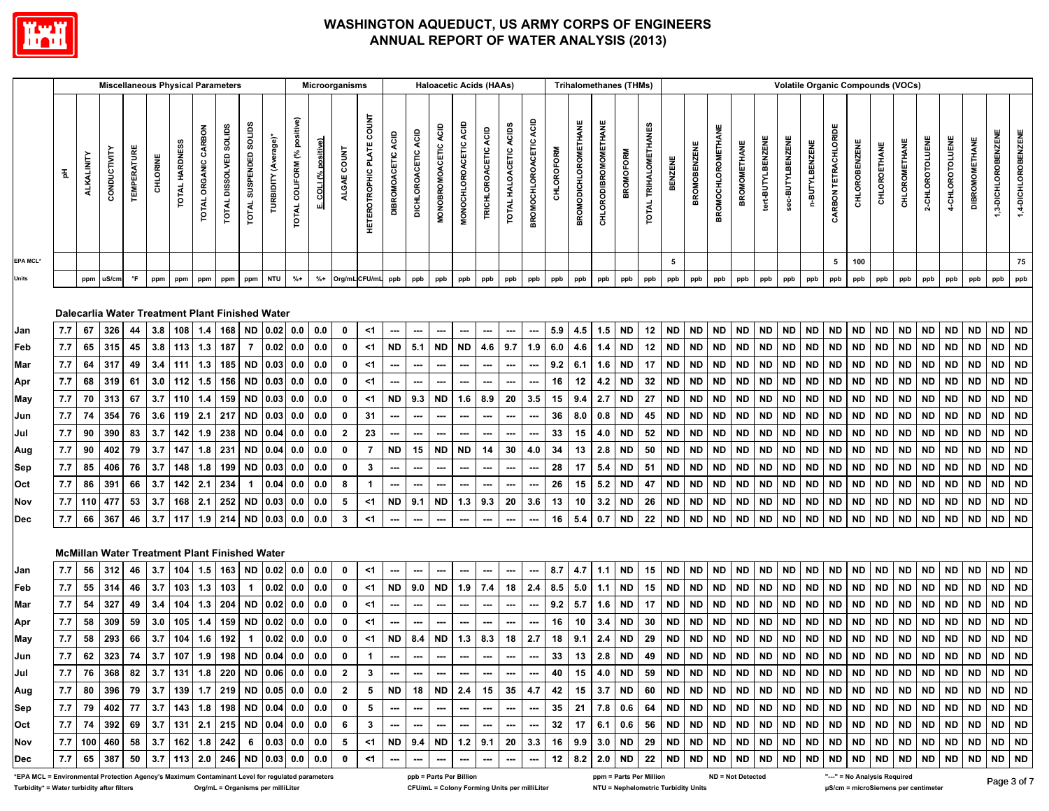# WASHINGTON AQUEDUCT, US ARMY CORPS OF ENGINEERS
## ANNUAL REPORT OF WATER ANALYSIS (2013)

| | Miscellaneous Physical Parameters | | | | | | | | | | Microorganisms | | | | Haloacetic Acids (HAAs) | | | | | | | Trihalomethanes (THMs) | | | | | Volatile Organic Compounds (VOCs) | | | | | | | | | | | | | | | |
|---|---|---|---|---|---|---|---|---|---|---|---|---|---|---|---|---|---|---|---|---|---|---|---|---|---|---|---|---|---|---|---|---|---|---|---|---|---|---|---|---|---|---|
| | pH | ALKALINITY | CONDUCTIVITY | TEMPERATURE | CHLORINE | TOTAL HARDNESS | TOTAL ORGANIC CARBON | TOTAL DISSOLVED SOLIDS | TOTAL SUSPENDED SOLIDS | TURBIDITY (Average)* | TOTAL COLIFORM (% positive) | E. COLI (% positive) | ALGAE COUNT | HETEROTROPHIC PLATE COUNT | DIBROMOACETIC ACID | DICHLOROACETIC ACID | MONOBROMOACETIC ACID | MONOCHLOROACETIC ACID | TRICHLOROACETIC ACID | TOTAL HALOACETIC ACIDS | BROMOCHLOROACETIC ACID | CHLOROFORM | BROMODICHLOROMETHANE | CHLORODIBROMOMETHANE | BROMOFORM | TOTAL TRIHALOMETHANES | BENZENE | BROMOBENZENE | BROMOCHLOROMETHANE | BROMOMETHANE | tert-BUTYLBENZENE | sec-BUTYLBENZENE | n-BUTYLBENZENE | CARBON TETRACHLORIDE | CHLOROBENZENE | CHLOROETHANE | CHLOROMETHANE | 2-CHLOROTOLUENE | 4-CHLOROTOLUENE | DIBROMOMETHANE | 1,3-DICHLOROBENZENE | 1,4-DICHLOROBENZENE |
| EPA MCL* | | | | | | | | | | | | | | | | | | | | | | | | | | | 5 | | | | | | | 5 | 100 | | | | | | | 75 |
| Units | | ppm | uS/cm | °F | ppm | ppm | ppm | ppm | ppm | NTU | %+ | %+ | Org/mL | CFU/mL | ppb | ppb | ppb | ppb | ppb | ppb | ppb | ppb | ppb | ppb | ppb | ppb | ppb | ppb | ppb | ppb | ppb | ppb | ppb | ppb | ppb | ppb | ppb | ppb | ppb | ppb | ppb | ppb |
| **Dalecarlia Water Treatment Plant Finished Water** | | | | | | | | | | | | | | | | | | | | | | | | | | | | | | | | | | | | | | | | | | |
| Jan | 7.7 | 67 | 326 | 44 | 3.8 | 108 | 1.4 | 168 | ND | 0.02 | 0.0 | 0.0 | 0 | <1 | --- | --- | --- | --- | --- | --- | --- | 5.9 | 4.5 | 1.5 | ND | 12 | ND | ND | ND | ND | ND | ND | ND | ND | ND | ND | ND | ND | ND | ND | ND | ND |
| Feb | 7.7 | 65 | 315 | 45 | 3.8 | 113 | 1.3 | 187 | 7 | 0.02 | 0.0 | 0.0 | 0 | <1 | ND | 5.1 | ND | ND | 4.6 | 9.7 | 1.9 | 6.0 | 4.6 | 1.4 | ND | 12 | ND | ND | ND | ND | ND | ND | ND | ND | ND | ND | ND | ND | ND | ND | ND | ND |
| Mar | 7.7 | 64 | 317 | 49 | 3.4 | 111 | 1.3 | 185 | ND | 0.03 | 0.0 | 0.0 | 0 | <1 | --- | --- | --- | --- | --- | --- | --- | 9.2 | 6.1 | 1.6 | ND | 17 | ND | ND | ND | ND | ND | ND | ND | ND | ND | ND | ND | ND | ND | ND | ND | ND |
| Apr | 7.7 | 68 | 319 | 61 | 3.0 | 112 | 1.5 | 156 | ND | 0.03 | 0.0 | 0.0 | 0 | <1 | --- | --- | --- | --- | --- | --- | --- | 16 | 12 | 4.2 | ND | 32 | ND | ND | ND | ND | ND | ND | ND | ND | ND | ND | ND | ND | ND | ND | ND | ND |
| May | 7.7 | 70 | 313 | 67 | 3.7 | 110 | 1.4 | 159 | ND | 0.03 | 0.0 | 0.0 | 0 | <1 | ND | 9.3 | ND | 1.6 | 8.9 | 20 | 3.5 | 15 | 9.4 | 2.7 | ND | 27 | ND | ND | ND | ND | ND | ND | ND | ND | ND | ND | ND | ND | ND | ND | ND | ND |
| Jun | 7.7 | 74 | 354 | 76 | 3.6 | 119 | 2.1 | 217 | ND | 0.03 | 0.0 | 0.0 | 0 | 31 | --- | --- | --- | --- | --- | --- | --- | 36 | 8.0 | 0.8 | ND | 45 | ND | ND | ND | ND | ND | ND | ND | ND | ND | ND | ND | ND | ND | ND | ND | ND |
| Jul | 7.7 | 90 | 390 | 83 | 3.7 | 142 | 1.9 | 238 | ND | 0.04 | 0.0 | 0.0 | 2 | 23 | --- | --- | --- | --- | --- | --- | --- | 33 | 15 | 4.0 | ND | 52 | ND | ND | ND | ND | ND | ND | ND | ND | ND | ND | ND | ND | ND | ND | ND | ND |
| Aug | 7.7 | 90 | 402 | 79 | 3.7 | 147 | 1.8 | 231 | ND | 0.04 | 0.0 | 0.0 | 0 | 7 | ND | 15 | ND | ND | 14 | 30 | 4.0 | 34 | 13 | 2.8 | ND | 50 | ND | ND | ND | ND | ND | ND | ND | ND | ND | ND | ND | ND | ND | ND | ND | ND |
| Sep | 7.7 | 85 | 406 | 76 | 3.7 | 148 | 1.8 | 199 | ND | 0.03 | 0.0 | 0.0 | 0 | 3 | --- | --- | --- | --- | --- | --- | --- | 28 | 17 | 5.4 | ND | 51 | ND | ND | ND | ND | ND | ND | ND | ND | ND | ND | ND | ND | ND | ND | ND | ND |
| Oct | 7.7 | 86 | 391 | 66 | 3.7 | 142 | 2.1 | 234 | 1 | 0.04 | 0.0 | 0.0 | 8 | 1 | --- | --- | --- | --- | --- | --- | --- | 26 | 15 | 5.2 | ND | 47 | ND | ND | ND | ND | ND | ND | ND | ND | ND | ND | ND | ND | ND | ND | ND | ND |
| Nov | 7.7 | 110 | 477 | 53 | 3.7 | 168 | 2.1 | 252 | ND | 0.03 | 0.0 | 0.0 | 5 | <1 | ND | 9.1 | ND | 1.3 | 9.3 | 20 | 3.6 | 13 | 10 | 3.2 | ND | 26 | ND | ND | ND | ND | ND | ND | ND | ND | ND | ND | ND | ND | ND | ND | ND | ND |
| Dec | 7.7 | 66 | 367 | 46 | 3.7 | 117 | 1.9 | 214 | ND | 0.03 | 0.0 | 0.0 | 3 | <1 | --- | --- | --- | --- | --- | --- | --- | 16 | 5.4 | 0.7 | ND | 22 | ND | ND | ND | ND | ND | ND | ND | ND | ND | ND | ND | ND | ND | ND | ND | ND |
| **McMillan Water Treatment Plant Finished Water** | | | | | | | | | | | | | | | | | | | | | | | | | | | | | | | | | | | | | | | | | | |
| Jan | 7.7 | 56 | 312 | 46 | 3.7 | 104 | 1.5 | 163 | ND | 0.02 | 0.0 | 0.0 | 0 | <1 | --- | --- | --- | --- | --- | --- | --- | 8.7 | 4.7 | 1.1 | ND | 15 | ND | ND | ND | ND | ND | ND | ND | ND | ND | ND | ND | ND | ND | ND | ND | ND |
| Feb | 7.7 | 55 | 314 | 46 | 3.7 | 103 | 1.3 | 103 | 1 | 0.02 | 0.0 | 0.0 | 0 | <1 | ND | 9.0 | ND | 1.9 | 7.4 | 18 | 2.4 | 8.5 | 5.0 | 1.1 | ND | 15 | ND | ND | ND | ND | ND | ND | ND | ND | ND | ND | ND | ND | ND | ND | ND | ND |
| Mar | 7.7 | 54 | 327 | 49 | 3.4 | 104 | 1.3 | 204 | ND | 0.02 | 0.0 | 0.0 | 0 | <1 | --- | --- | --- | --- | --- | --- | --- | 9.2 | 5.7 | 1.6 | ND | 17 | ND | ND | ND | ND | ND | ND | ND | ND | ND | ND | ND | ND | ND | ND | ND | ND |
| Apr | 7.7 | 58 | 309 | 59 | 3.0 | 105 | 1.4 | 159 | ND | 0.02 | 0.0 | 0.0 | 0 | <1 | --- | --- | --- | --- | --- | --- | --- | 16 | 10 | 3.4 | ND | 30 | ND | ND | ND | ND | ND | ND | ND | ND | ND | ND | ND | ND | ND | ND | ND | ND |
| May | 7.7 | 58 | 293 | 66 | 3.7 | 104 | 1.6 | 192 | 1 | 0.02 | 0.0 | 0.0 | 0 | <1 | ND | 8.4 | ND | 1.3 | 8.3 | 18 | 2.7 | 18 | 9.1 | 2.4 | ND | 29 | ND | ND | ND | ND | ND | ND | ND | ND | ND | ND | ND | ND | ND | ND | ND | ND |
| Jun | 7.7 | 62 | 323 | 74 | 3.7 | 107 | 1.9 | 198 | ND | 0.04 | 0.0 | 0.0 | 0 | 1 | --- | --- | --- | --- | --- | --- | --- | 33 | 13 | 2.8 | ND | 49 | ND | ND | ND | ND | ND | ND | ND | ND | ND | ND | ND | ND | ND | ND | ND | ND |
| Jul | 7.7 | 76 | 368 | 82 | 3.7 | 131 | 1.8 | 220 | ND | 0.06 | 0.0 | 0.0 | 2 | 3 | --- | --- | --- | --- | --- | --- | --- | 40 | 15 | 4.0 | ND | 59 | ND | ND | ND | ND | ND | ND | ND | ND | ND | ND | ND | ND | ND | ND | ND | ND |
| Aug | 7.7 | 80 | 396 | 79 | 3.7 | 139 | 1.7 | 219 | ND | 0.05 | 0.0 | 0.0 | 2 | 5 | ND | 18 | ND | 2.4 | 15 | 35 | 4.7 | 42 | 15 | 3.7 | ND | 60 | ND | ND | ND | ND | ND | ND | ND | ND | ND | ND | ND | ND | ND | ND | ND | ND |
| Sep | 7.7 | 79 | 402 | 77 | 3.7 | 143 | 1.8 | 198 | ND | 0.04 | 0.0 | 0.0 | 0 | 5 | --- | --- | --- | --- | --- | --- | --- | 35 | 21 | 7.8 | 0.6 | 64 | ND | ND | ND | ND | ND | ND | ND | ND | ND | ND | ND | ND | ND | ND | ND | ND |
| Oct | 7.7 | 74 | 392 | 69 | 3.7 | 131 | 2.1 | 215 | ND | 0.04 | 0.0 | 0.0 | 6 | 3 | --- | --- | --- | --- | --- | --- | --- | 32 | 17 | 6.1 | 0.6 | 56 | ND | ND | ND | ND | ND | ND | ND | ND | ND | ND | ND | ND | ND | ND | ND | ND |
| Nov | 7.7 | 100 | 460 | 58 | 3.7 | 162 | 1.8 | 242 | 6 | 0.03 | 0.0 | 0.0 | 5 | <1 | ND | 9.4 | ND | 1.2 | 9.1 | 20 | 3.3 | 16 | 9.9 | 3.0 | ND | 29 | ND | ND | ND | ND | ND | ND | ND | ND | ND | ND | ND | ND | ND | ND | ND | ND |
| Dec | 7.7 | 65 | 387 | 50 | 3.7 | 113 | 2.0 | 246 | ND | 0.03 | 0.0 | 0.0 | 0 | <1 | --- | --- | --- | --- | --- | --- | --- | 12 | 8.2 | 2.0 | ND | 22 | ND | ND | ND | ND | ND | ND | ND | ND | ND | ND | ND | ND | ND | ND | ND | ND |

*EPA MCL = Environmental Protection Agency's Maximum Contaminant Level for regulated parameters
Turbidity* = Water turbidity after filters
Org/mL = Organisms per milliLiter
ppb = Parts Per Billion
CFU/mL = Colony Forming Units per milliLiter
ppm = Parts Per Million
NTU = Nephelometric Turbidity Units
ND = Not Detected
"---" = No Analysis Required
µS/cm = microSiemens per centimeter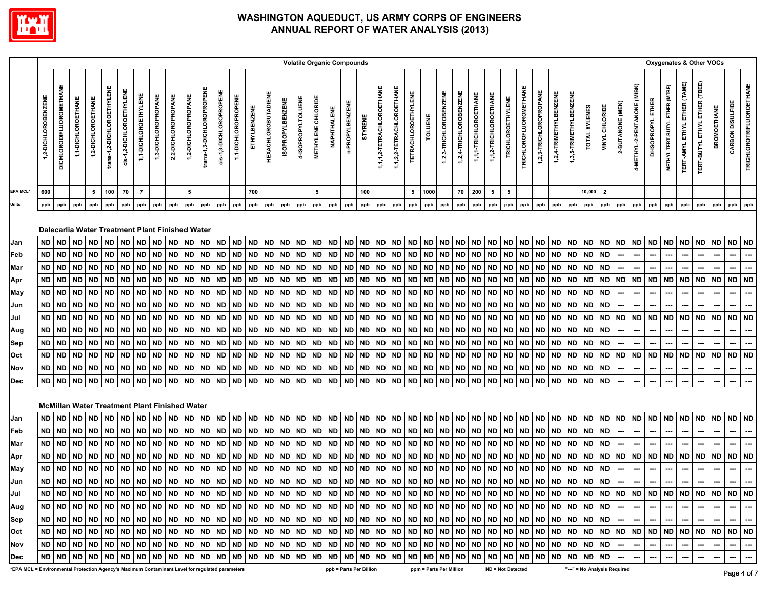# WASHINGTON AQUEDUCT, US ARMY CORPS OF ENGINEERS
# ANNUAL REPORT OF WATER ANALYSIS (2013)

| | Volatile Organic Compounds | | | | | | | | | | | | | | | | | | | | | | | | | | | | | | | | | | | | Oxygenates & Other VOCs | | | | | | | | |
|---|---|---|---|---|---|---|---|---|---|---|---|---|---|---|---|---|---|---|---|---|---|---|---|---|---|---|---|---|---|---|---|---|---|---|---|---|---|---|---|---|---|---|---|---|---|
| | 1,2-DICHLOROBENZENE | DICHLORODIFLUOROMETHANE | 1,1-DICHLOROETHANE | 1,2-DICHLOROETHANE | trans-1,2-DICHLOROETHYLENE | cis-1,2-DICHLOROETHYLENE | 1,1-DICHLOROETHYLENE | 1,3-DICHLOROPROPANE | 2,2-DICHLOROPROPANE | 1,2-DICHLOROPROPANE | trans-1,3-DICHLOROPROPENE | cis-1,3-DICHLOROPROPENE | 1,1-DICHLOROPROPENE | ETHYLBENZENE | HEXACHLOROBUTADIENE | ISOPROPYLBENZENE | 4-ISOPROPYLTOLUENE | METHYLENE CHLORIDE | NAPHTHALENE | n-PROPYLBENZENE | STYRENE | 1,1,1,2-TETRACHLOROETHANE | 1,1,2,2-TETRACHLOROETHANE | TETRACHLOROETHYLENE | TOLUENE | 1,2,3-TRICHLOROBENZENE | 1,2,4-TRICHLOROBENZENE | 1,1,1-TRICHLOROETHANE | 1,1,2-TRICHLOROETHANE | TRICHLOROETHYLENE | TRICHLOROFLUOROMETHANE | 1,2,3-TRICHLOROPROPANE | 1,2,4-TRIMETHYLBENZENE | 1,3,5-TRIMETHYLBENZENE | TOTAL XYLENES | VINYL CHLORIDE | 2-BUTANONE (MEK) | 4-METHYL-2-PENTANONE (MIBK) | DI-ISOPROPYL ETHER | METHYL TERT-BUTYL ETHER (MTBE) | TERT-AMYL ETHYL ETHER (TAME) | TERT-BUTYL ETHYL ETHER (TBEE) | BROMOETHANE | CARBON DISULFIDE | TRICHLOROTRIFLUOROETHANE |
| EPA MCL* | 600 | | | 5 | 100 | 70 | 7 | | | 5 | | | | 700 | | | | 5 | | | 100 | | | 5 | 1000 | | 70 | 200 | 5 | 5 | | | | | 10,000 | 2 | | | | | | | | | |
| Units | ppb | ppb | ppb | ppb | ppb | ppb | ppb | ppb | ppb | ppb | ppb | ppb | ppb | ppb | ppb | ppb | ppb | ppb | ppb | ppb | ppb | ppb | ppb | ppb | ppb | ppb | ppb | ppb | ppb | ppb | ppb | ppb | ppb | ppb | ppb | ppb | ppb | ppb | ppb | ppb | ppb | ppb | ppb | ppb | ppb |
| **Dalecarlia Water Treatment Plant Finished Water** | | | | | | | | | | | | | | | | | | | | | | | | | | | | | | | | | | | | | | | | | | | | | |
| Jan | ND | ND | ND | ND | ND | ND | ND | ND | ND | ND | ND | ND | ND | ND | ND | ND | ND | ND | ND | ND | ND | ND | ND | ND | ND | ND | ND | ND | ND | ND | ND | ND | ND | ND | ND | ND | ND | ND | ND | ND | ND | ND | ND | ND | ND |
| Feb | ND | ND | ND | ND | ND | ND | ND | ND | ND | ND | ND | ND | ND | ND | ND | ND | ND | ND | ND | ND | ND | ND | ND | ND | ND | ND | ND | ND | ND | ND | ND | ND | ND | ND | ND | ND | --- | --- | --- | --- | --- | --- | --- | --- | --- |
| Mar | ND | ND | ND | ND | ND | ND | ND | ND | ND | ND | ND | ND | ND | ND | ND | ND | ND | ND | ND | ND | ND | ND | ND | ND | ND | ND | ND | ND | ND | ND | ND | ND | ND | ND | ND | ND | --- | --- | --- | --- | --- | --- | --- | --- | --- |
| Apr | ND | ND | ND | ND | ND | ND | ND | ND | ND | ND | ND | ND | ND | ND | ND | ND | ND | ND | ND | ND | ND | ND | ND | ND | ND | ND | ND | ND | ND | ND | ND | ND | ND | ND | ND | ND | ND | ND | ND | ND | ND | ND | ND | ND | ND |
| May | ND | ND | ND | ND | ND | ND | ND | ND | ND | ND | ND | ND | ND | ND | ND | ND | ND | ND | ND | ND | ND | ND | ND | ND | ND | ND | ND | ND | ND | ND | ND | ND | ND | ND | ND | ND | --- | --- | --- | --- | --- | --- | --- | --- | --- |
| Jun | ND | ND | ND | ND | ND | ND | ND | ND | ND | ND | ND | ND | ND | ND | ND | ND | ND | ND | ND | ND | ND | ND | ND | ND | ND | ND | ND | ND | ND | ND | ND | ND | ND | ND | ND | ND | --- | --- | --- | --- | --- | --- | --- | --- | --- |
| Jul | ND | ND | ND | ND | ND | ND | ND | ND | ND | ND | ND | ND | ND | ND | ND | ND | ND | ND | ND | ND | ND | ND | ND | ND | ND | ND | ND | ND | ND | ND | ND | ND | ND | ND | ND | ND | ND | ND | ND | ND | ND | ND | ND | ND | ND |
| Aug | ND | ND | ND | ND | ND | ND | ND | ND | ND | ND | ND | ND | ND | ND | ND | ND | ND | ND | ND | ND | ND | ND | ND | ND | ND | ND | ND | ND | ND | ND | ND | ND | ND | ND | ND | ND | --- | --- | --- | --- | --- | --- | --- | --- | --- |
| Sep | ND | ND | ND | ND | ND | ND | ND | ND | ND | ND | ND | ND | ND | ND | ND | ND | ND | ND | ND | ND | ND | ND | ND | ND | ND | ND | ND | ND | ND | ND | ND | ND | ND | ND | ND | ND | --- | --- | --- | --- | --- | --- | --- | --- | --- |
| Oct | ND | ND | ND | ND | ND | ND | ND | ND | ND | ND | ND | ND | ND | ND | ND | ND | ND | ND | ND | ND | ND | ND | ND | ND | ND | ND | ND | ND | ND | ND | ND | ND | ND | ND | ND | ND | ND | ND | ND | ND | ND | ND | ND | ND | ND |
| Nov | ND | ND | ND | ND | ND | ND | ND | ND | ND | ND | ND | ND | ND | ND | ND | ND | ND | ND | ND | ND | ND | ND | ND | ND | ND | ND | ND | ND | ND | ND | ND | ND | ND | ND | ND | ND | --- | --- | --- | --- | --- | --- | --- | --- | --- |
| Dec | ND | ND | ND | ND | ND | ND | ND | ND | ND | ND | ND | ND | ND | ND | ND | ND | ND | ND | ND | ND | ND | ND | ND | ND | ND | ND | ND | ND | ND | ND | ND | ND | ND | ND | ND | ND | --- | --- | --- | --- | --- | --- | --- | --- | --- |
| **McMillan Water Treatment Plant Finished Water** | | | | | | | | | | | | | | | | | | | | | | | | | | | | | | | | | | | | | | | | | | | | | |
| Jan | ND | ND | ND | ND | ND | ND | ND | ND | ND | ND | ND | ND | ND | ND | ND | ND | ND | ND | ND | ND | ND | ND | ND | ND | ND | ND | ND | ND | ND | ND | ND | ND | ND | ND | ND | ND | ND | ND | ND | ND | ND | ND | ND | ND | ND |
| Feb | ND | ND | ND | ND | ND | ND | ND | ND | ND | ND | ND | ND | ND | ND | ND | ND | ND | ND | ND | ND | ND | ND | ND | ND | ND | ND | ND | ND | ND | ND | ND | ND | ND | ND | ND | ND | --- | --- | --- | --- | --- | --- | --- | --- | --- |
| Mar | ND | ND | ND | ND | ND | ND | ND | ND | ND | ND | ND | ND | ND | ND | ND | ND | ND | ND | ND | ND | ND | ND | ND | ND | ND | ND | ND | ND | ND | ND | ND | ND | ND | ND | ND | ND | --- | --- | --- | --- | --- | --- | --- | --- | --- |
| Apr | ND | ND | ND | ND | ND | ND | ND | ND | ND | ND | ND | ND | ND | ND | ND | ND | ND | ND | ND | ND | ND | ND | ND | ND | ND | ND | ND | ND | ND | ND | ND | ND | ND | ND | ND | ND | ND | ND | ND | ND | ND | ND | ND | ND | ND |
| May | ND | ND | ND | ND | ND | ND | ND | ND | ND | ND | ND | ND | ND | ND | ND | ND | ND | ND | ND | ND | ND | ND | ND | ND | ND | ND | ND | ND | ND | ND | ND | ND | ND | ND | ND | ND | --- | --- | --- | --- | --- | --- | --- | --- | --- |
| Jun | ND | ND | ND | ND | ND | ND | ND | ND | ND | ND | ND | ND | ND | ND | ND | ND | ND | ND | ND | ND | ND | ND | ND | ND | ND | ND | ND | ND | ND | ND | ND | ND | ND | ND | ND | ND | --- | --- | --- | --- | --- | --- | --- | --- | --- |
| Jul | ND | ND | ND | ND | ND | ND | ND | ND | ND | ND | ND | ND | ND | ND | ND | ND | ND | ND | ND | ND | ND | ND | ND | ND | ND | ND | ND | ND | ND | ND | ND | ND | ND | ND | ND | ND | ND | ND | ND | ND | ND | ND | ND | ND | ND |
| Aug | ND | ND | ND | ND | ND | ND | ND | ND | ND | ND | ND | ND | ND | ND | ND | ND | ND | ND | ND | ND | ND | ND | ND | ND | ND | ND | ND | ND | ND | ND | ND | ND | ND | ND | ND | ND | --- | --- | --- | --- | --- | --- | --- | --- | --- |
| Sep | ND | ND | ND | ND | ND | ND | ND | ND | ND | ND | ND | ND | ND | ND | ND | ND | ND | ND | ND | ND | ND | ND | ND | ND | ND | ND | ND | ND | ND | ND | ND | ND | ND | ND | ND | ND | --- | --- | --- | --- | --- | --- | --- | --- | --- |
| Oct | ND | ND | ND | ND | ND | ND | ND | ND | ND | ND | ND | ND | ND | ND | ND | ND | ND | ND | ND | ND | ND | ND | ND | ND | ND | ND | ND | ND | ND | ND | ND | ND | ND | ND | ND | ND | ND | ND | ND | ND | ND | ND | ND | ND | ND |
| Nov | ND | ND | ND | ND | ND | ND | ND | ND | ND | ND | ND | ND | ND | ND | ND | ND | ND | ND | ND | ND | ND | ND | ND | ND | ND | ND | ND | ND | ND | ND | ND | ND | ND | ND | ND | ND | --- | --- | --- | --- | --- | --- | --- | --- | --- |
| Dec | ND | ND | ND | ND | ND | ND | ND | ND | ND | ND | ND | ND | ND | ND | ND | ND | ND | ND | ND | ND | ND | ND | ND | ND | ND | ND | ND | ND | ND | ND | ND | ND | ND | ND | ND | ND | --- | --- | --- | --- | --- | --- | --- | --- | --- |

*EPA MCL = Environmental Protection Agency's Maximum Contaminant Level for regulated parameters    ppb = Parts Per Billion    ppm = Parts Per Million    ND = Not Detected    "---" = No Analysis Required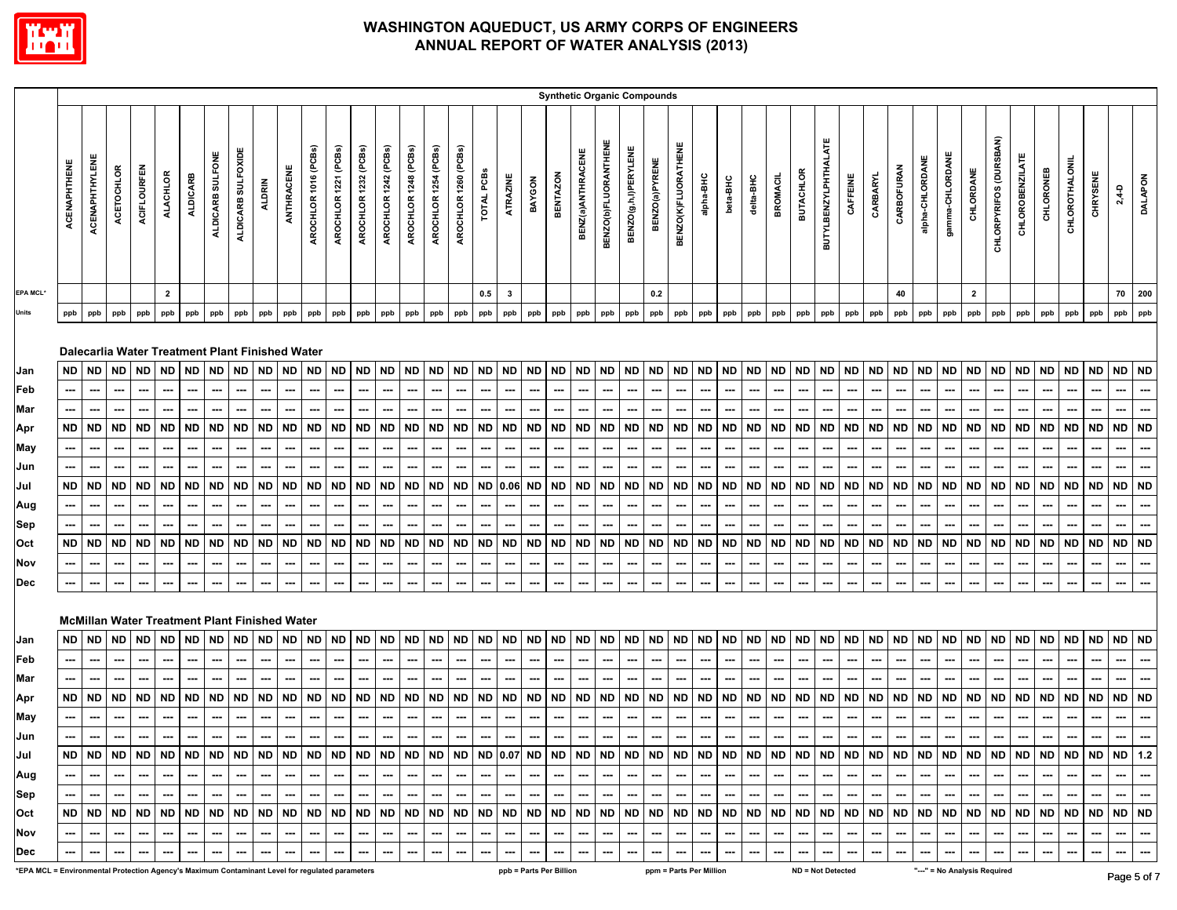# WASHINGTON AQUEDUCT, US ARMY CORPS OF ENGINEERS
## ANNUAL REPORT OF WATER ANALYSIS (2013)

**Synthetic Organic Compounds**

| | ACENAPHTHENE | ACENAPHTHYLENE | ACETOCHLOR | ACIFLOURFEN | ALACHLOR | ALDICARB | ALDICARB SULFONE | ALDICARB SULFOXIDE | ALDRIN | ANTHRACENE | AROCHLOR 1016 (PCBs) | AROCHLOR 1221 (PCBs) | AROCHLOR 1232 (PCBs) | AROCHLOR 1242 (PCBs) | AROCHLOR 1248 (PCBs) | AROCHLOR 1254 (PCBs) | AROCHLOR 1260 (PCBs) | TOTAL PCBs | ATRAZINE | BAYGON | BENTAZON | BENZ(a)ANTHRACENE | BENZO(b)FLUORANTHENE | BENZO(g,h,i)PERYLENE | BENZO(a)PYRENE | BENZO(K)FLUORATHENE | alpha-BHC | beta-BHC | delta-BHC | BROMACIL | BUTACHLOR | BUTYLBENZYLPHTHALATE | CAFFEINE | CARBARYL | CARBOFURAN | alpha-CHLORDANE | gamma-CHLORDANE | CHLORDANE | CHLORPYRIFOS (DURSBAN) | CHLOROBENZILATE | CHLORONEB | CHLOROTHALONIL | CHRYSENE | 2,4-D | DALAPON |
|---|---|---|---|---|---|---|---|---|---|---|---|---|---|---|---|---|---|---|---|---|---|---|---|---|---|---|---|---|---|---|---|---|---|---|---|---|---|---|---|---|---|---|---|---|---|
| EPA MCL* | | | | | 2 | | | | | | | | | | | | | 0.5 | 3 | | | | | | 0.2 | | | | | | | | | | 40 | | | 2 | | | | | | 70 | 200 |
| Units | ppb | ppb | ppb | ppb | ppb | ppb | ppb | ppb | ppb | ppb | ppb | ppb | ppb | ppb | ppb | ppb | ppb | ppb | ppb | ppb | ppb | ppb | ppb | ppb | ppb | ppb | ppb | ppb | ppb | ppb | ppb | ppb | ppb | ppb | ppb | ppb | ppb | ppb | ppb | ppb | ppb | ppb | ppb | ppb | ppb |
| **Dalecarlia Water Treatment Plant Finished Water** | | | | | | | | | | | | | | | | | | | | | | | | | | | | | | | | | | | | | | | | | | | | | |
| Jan | ND | ND | ND | ND | ND | ND | ND | ND | ND | ND | ND | ND | ND | ND | ND | ND | ND | ND | ND | ND | ND | ND | ND | ND | ND | ND | ND | ND | ND | ND | ND | ND | ND | ND | ND | ND | ND | ND | ND | ND | ND | ND | ND | ND | ND |
| Feb | --- | --- | --- | --- | --- | --- | --- | --- | --- | --- | --- | --- | --- | --- | --- | --- | --- | --- | --- | --- | --- | --- | --- | --- | --- | --- | --- | --- | --- | --- | --- | --- | --- | --- | --- | --- | --- | --- | --- | --- | --- | --- | --- | --- | --- |
| Mar | --- | --- | --- | --- | --- | --- | --- | --- | --- | --- | --- | --- | --- | --- | --- | --- | --- | --- | --- | --- | --- | --- | --- | --- | --- | --- | --- | --- | --- | --- | --- | --- | --- | --- | --- | --- | --- | --- | --- | --- | --- | --- | --- | --- | --- |
| Apr | ND | ND | ND | ND | ND | ND | ND | ND | ND | ND | ND | ND | ND | ND | ND | ND | ND | ND | ND | ND | ND | ND | ND | ND | ND | ND | ND | ND | ND | ND | ND | ND | ND | ND | ND | ND | ND | ND | ND | ND | ND | ND | ND | ND | ND |
| May | --- | --- | --- | --- | --- | --- | --- | --- | --- | --- | --- | --- | --- | --- | --- | --- | --- | --- | --- | --- | --- | --- | --- | --- | --- | --- | --- | --- | --- | --- | --- | --- | --- | --- | --- | --- | --- | --- | --- | --- | --- | --- | --- | --- | --- |
| Jun | --- | --- | --- | --- | --- | --- | --- | --- | --- | --- | --- | --- | --- | --- | --- | --- | --- | --- | --- | --- | --- | --- | --- | --- | --- | --- | --- | --- | --- | --- | --- | --- | --- | --- | --- | --- | --- | --- | --- | --- | --- | --- | --- | --- | --- |
| Jul | ND | ND | ND | ND | ND | ND | ND | ND | ND | ND | ND | ND | ND | ND | ND | ND | ND | ND | 0.06 | ND | ND | ND | ND | ND | ND | ND | ND | ND | ND | ND | ND | ND | ND | ND | ND | ND | ND | ND | ND | ND | ND | ND | ND | ND | ND |
| Aug | --- | --- | --- | --- | --- | --- | --- | --- | --- | --- | --- | --- | --- | --- | --- | --- | --- | --- | --- | --- | --- | --- | --- | --- | --- | --- | --- | --- | --- | --- | --- | --- | --- | --- | --- | --- | --- | --- | --- | --- | --- | --- | --- | --- | --- |
| Sep | --- | --- | --- | --- | --- | --- | --- | --- | --- | --- | --- | --- | --- | --- | --- | --- | --- | --- | --- | --- | --- | --- | --- | --- | --- | --- | --- | --- | --- | --- | --- | --- | --- | --- | --- | --- | --- | --- | --- | --- | --- | --- | --- | --- | --- |
| Oct | ND | ND | ND | ND | ND | ND | ND | ND | ND | ND | ND | ND | ND | ND | ND | ND | ND | ND | ND | ND | ND | ND | ND | ND | ND | ND | ND | ND | ND | ND | ND | ND | ND | ND | ND | ND | ND | ND | ND | ND | ND | ND | ND | ND | ND |
| Nov | --- | --- | --- | --- | --- | --- | --- | --- | --- | --- | --- | --- | --- | --- | --- | --- | --- | --- | --- | --- | --- | --- | --- | --- | --- | --- | --- | --- | --- | --- | --- | --- | --- | --- | --- | --- | --- | --- | --- | --- | --- | --- | --- | --- | --- |
| Dec | --- | --- | --- | --- | --- | --- | --- | --- | --- | --- | --- | --- | --- | --- | --- | --- | --- | --- | --- | --- | --- | --- | --- | --- | --- | --- | --- | --- | --- | --- | --- | --- | --- | --- | --- | --- | --- | --- | --- | --- | --- | --- | --- | --- | --- |
| **McMillan Water Treatment Plant Finished Water** | | | | | | | | | | | | | | | | | | | | | | | | | | | | | | | | | | | | | | | | | | | | | |
| Jan | ND | ND | ND | ND | ND | ND | ND | ND | ND | ND | ND | ND | ND | ND | ND | ND | ND | ND | ND | ND | ND | ND | ND | ND | ND | ND | ND | ND | ND | ND | ND | ND | ND | ND | ND | ND | ND | ND | ND | ND | ND | ND | ND | ND | ND |
| Feb | --- | --- | --- | --- | --- | --- | --- | --- | --- | --- | --- | --- | --- | --- | --- | --- | --- | --- | --- | --- | --- | --- | --- | --- | --- | --- | --- | --- | --- | --- | --- | --- | --- | --- | --- | --- | --- | --- | --- | --- | --- | --- | --- | --- | --- |
| Mar | --- | --- | --- | --- | --- | --- | --- | --- | --- | --- | --- | --- | --- | --- | --- | --- | --- | --- | --- | --- | --- | --- | --- | --- | --- | --- | --- | --- | --- | --- | --- | --- | --- | --- | --- | --- | --- | --- | --- | --- | --- | --- | --- | --- | --- |
| Apr | ND | ND | ND | ND | ND | ND | ND | ND | ND | ND | ND | ND | ND | ND | ND | ND | ND | ND | ND | ND | ND | ND | ND | ND | ND | ND | ND | ND | ND | ND | ND | ND | ND | ND | ND | ND | ND | ND | ND | ND | ND | ND | ND | ND | ND |
| May | --- | --- | --- | --- | --- | --- | --- | --- | --- | --- | --- | --- | --- | --- | --- | --- | --- | --- | --- | --- | --- | --- | --- | --- | --- | --- | --- | --- | --- | --- | --- | --- | --- | --- | --- | --- | --- | --- | --- | --- | --- | --- | --- | --- | --- |
| Jun | --- | --- | --- | --- | --- | --- | --- | --- | --- | --- | --- | --- | --- | --- | --- | --- | --- | --- | --- | --- | --- | --- | --- | --- | --- | --- | --- | --- | --- | --- | --- | --- | --- | --- | --- | --- | --- | --- | --- | --- | --- | --- | --- | --- | --- |
| Jul | ND | ND | ND | ND | ND | ND | ND | ND | ND | ND | ND | ND | ND | ND | ND | ND | ND | ND | 0.07 | ND | ND | ND | ND | ND | ND | ND | ND | ND | ND | ND | ND | ND | ND | ND | ND | ND | ND | ND | ND | ND | ND | ND | ND | ND | 1.2 |
| Aug | --- | --- | --- | --- | --- | --- | --- | --- | --- | --- | --- | --- | --- | --- | --- | --- | --- | --- | --- | --- | --- | --- | --- | --- | --- | --- | --- | --- | --- | --- | --- | --- | --- | --- | --- | --- | --- | --- | --- | --- | --- | --- | --- | --- | --- |
| Sep | --- | --- | --- | --- | --- | --- | --- | --- | --- | --- | --- | --- | --- | --- | --- | --- | --- | --- | --- | --- | --- | --- | --- | --- | --- | --- | --- | --- | --- | --- | --- | --- | --- | --- | --- | --- | --- | --- | --- | --- | --- | --- | --- | --- | --- |
| Oct | ND | ND | ND | ND | ND | ND | ND | ND | ND | ND | ND | ND | ND | ND | ND | ND | ND | ND | ND | ND | ND | ND | ND | ND | ND | ND | ND | ND | ND | ND | ND | ND | ND | ND | ND | ND | ND | ND | ND | ND | ND | ND | ND | ND | ND |
| Nov | --- | --- | --- | --- | --- | --- | --- | --- | --- | --- | --- | --- | --- | --- | --- | --- | --- | --- | --- | --- | --- | --- | --- | --- | --- | --- | --- | --- | --- | --- | --- | --- | --- | --- | --- | --- | --- | --- | --- | --- | --- | --- | --- | --- | --- |
| Dec | --- | --- | --- | --- | --- | --- | --- | --- | --- | --- | --- | --- | --- | --- | --- | --- | --- | --- | --- | --- | --- | --- | --- | --- | --- | --- | --- | --- | --- | --- | --- | --- | --- | --- | --- | --- | --- | --- | --- | --- | --- | --- | --- | --- | --- |

*EPA MCL = Environmental Protection Agency's Maximum Contaminant Level for regulated parameters ppb = Parts Per Billion ppm = Parts Per Million ND = Not Detected "---" = No Analysis Required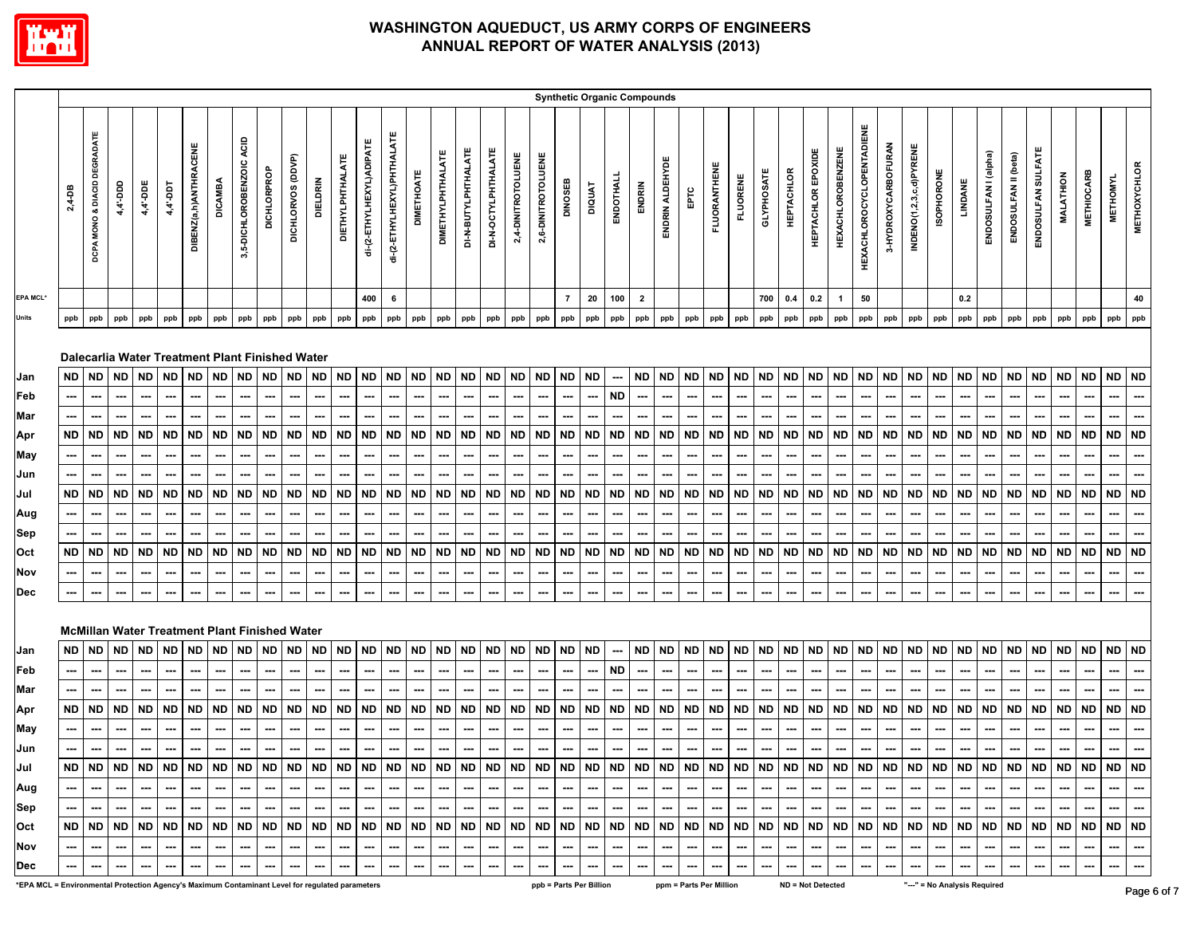# WASHINGTON AQUEDUCT, US ARMY CORPS OF ENGINEERS
# ANNUAL REPORT OF WATER ANALYSIS (2013)

| | Synthetic Organic Compounds | | | | | | | | | | | | | | | | | | | | | | | | | | | | | | | | | | | | | | | | | | | |
|---|---|---|---|---|---|---|---|---|---|---|---|---|---|---|---|---|---|---|---|---|---|---|---|---|---|---|---|---|---|---|---|---|---|---|---|---|---|---|---|---|---|---|---|---|
| | 2,4-DB | DCPA MONO & DIACID DEGRADATE | 4,4'-DDD | 4,4'-DDE | 4,4'-DDT | DIBENZ(a,h)ANTHRACENE | DICAMBA | 3,5-DICHLOROBENZOIC ACID | DICHLORPROP | DICHLORVOS (DDVP) | DIELDRIN | DIETHYLPHTHALATE | di-(2-ETHYLHEXYL)ADIPATE | di-(2-ETHYLHEXYL)PHTHALATE | DIMETHOATE | DIMETHYLPHTHALATE | DI-N-BUTYLPHTHALATE | DI-N-OCTYLPHTHALATE | 2,4-DINITROTOLUENE | 2,6-DINITROTOLUENE | DINOSEB | DIQUAT | ENDOTHALL | ENDRIN | ENDRIN ALDEHYDE | EPTC | FLUORANTHENE | FLUORENE | GLYPHOSATE | HEPTACHLOR | HEPTACHLOR EPOXIDE | HEXACHLOROBENZENE | HEXACHLOROCYCLOPENTADIENE | 3-HYDROXYCARBOFURAN | INDENO(1,2,3,c,d)PYRENE | ISOPHORONE | LINDANE | ENDOSULFAN I (alpha) | ENDOSULFAN II (beta) | ENDOSULFAN SULFATE | MALATHION | METHIOCARB | METHOMYL | METHOXYCHLOR |
| EPA MCL* | | | | | | | | | | | | | 400 | 6 | | | | | | | 7 | 20 | 100 | 2 | | | | | 700 | 0.4 | 0.2 | 1 | 50 | | | | 0.2 | | | | | | | 40 |
| Units | ppb | ppb | ppb | ppb | ppb | ppb | ppb | ppb | ppb | ppb | ppb | ppb | ppb | ppb | ppb | ppb | ppb | ppb | ppb | ppb | ppb | ppb | ppb | ppb | ppb | ppb | ppb | ppb | ppb | ppb | ppb | ppb | ppb | ppb | ppb | ppb | ppb | ppb | ppb | ppb | ppb | ppb | ppb | ppb |
| **Dalecarlia Water Treatment Plant Finished Water** | | | | | | | | | | | | | | | | | | | | | | | | | | | | | | | | | | | | | | | | | | | | |
| Jan | ND | ND | ND | ND | ND | ND | ND | ND | ND | ND | ND | ND | ND | ND | ND | ND | ND | ND | ND | ND | ND | ND | --- | ND | ND | ND | ND | ND | ND | ND | ND | ND | ND | ND | ND | ND | ND | ND | ND | ND | ND | ND | ND | ND |
| Feb | --- | --- | --- | --- | --- | --- | --- | --- | --- | --- | --- | --- | --- | --- | --- | --- | --- | --- | --- | --- | --- | --- | ND | --- | --- | --- | --- | --- | --- | --- | --- | --- | --- | --- | --- | --- | --- | --- | --- | --- | --- | --- | --- | --- |
| Mar | --- | --- | --- | --- | --- | --- | --- | --- | --- | --- | --- | --- | --- | --- | --- | --- | --- | --- | --- | --- | --- | --- | --- | --- | --- | --- | --- | --- | --- | --- | --- | --- | --- | --- | --- | --- | --- | --- | --- | --- | --- | --- | --- | --- |
| Apr | ND | ND | ND | ND | ND | ND | ND | ND | ND | ND | ND | ND | ND | ND | ND | ND | ND | ND | ND | ND | ND | ND | ND | ND | ND | ND | ND | ND | ND | ND | ND | ND | ND | ND | ND | ND | ND | ND | ND | ND | ND | ND | ND | ND |
| May | --- | --- | --- | --- | --- | --- | --- | --- | --- | --- | --- | --- | --- | --- | --- | --- | --- | --- | --- | --- | --- | --- | --- | --- | --- | --- | --- | --- | --- | --- | --- | --- | --- | --- | --- | --- | --- | --- | --- | --- | --- | --- | --- | --- |
| Jun | --- | --- | --- | --- | --- | --- | --- | --- | --- | --- | --- | --- | --- | --- | --- | --- | --- | --- | --- | --- | --- | --- | --- | --- | --- | --- | --- | --- | --- | --- | --- | --- | --- | --- | --- | --- | --- | --- | --- | --- | --- | --- | --- | --- |
| Jul | ND | ND | ND | ND | ND | ND | ND | ND | ND | ND | ND | ND | ND | ND | ND | ND | ND | ND | ND | ND | ND | ND | ND | ND | ND | ND | ND | ND | ND | ND | ND | ND | ND | ND | ND | ND | ND | ND | ND | ND | ND | ND | ND | ND |
| Aug | --- | --- | --- | --- | --- | --- | --- | --- | --- | --- | --- | --- | --- | --- | --- | --- | --- | --- | --- | --- | --- | --- | --- | --- | --- | --- | --- | --- | --- | --- | --- | --- | --- | --- | --- | --- | --- | --- | --- | --- | --- | --- | --- | --- |
| Sep | --- | --- | --- | --- | --- | --- | --- | --- | --- | --- | --- | --- | --- | --- | --- | --- | --- | --- | --- | --- | --- | --- | --- | --- | --- | --- | --- | --- | --- | --- | --- | --- | --- | --- | --- | --- | --- | --- | --- | --- | --- | --- | --- | --- |
| Oct | ND | ND | ND | ND | ND | ND | ND | ND | ND | ND | ND | ND | ND | ND | ND | ND | ND | ND | ND | ND | ND | ND | ND | ND | ND | ND | ND | ND | ND | ND | ND | ND | ND | ND | ND | ND | ND | ND | ND | ND | ND | ND | ND | ND |
| Nov | --- | --- | --- | --- | --- | --- | --- | --- | --- | --- | --- | --- | --- | --- | --- | --- | --- | --- | --- | --- | --- | --- | --- | --- | --- | --- | --- | --- | --- | --- | --- | --- | --- | --- | --- | --- | --- | --- | --- | --- | --- | --- | --- | --- |
| Dec | --- | --- | --- | --- | --- | --- | --- | --- | --- | --- | --- | --- | --- | --- | --- | --- | --- | --- | --- | --- | --- | --- | --- | --- | --- | --- | --- | --- | --- | --- | --- | --- | --- | --- | --- | --- | --- | --- | --- | --- | --- | --- | --- | --- |
| **McMillan Water Treatment Plant Finished Water** | | | | | | | | | | | | | | | | | | | | | | | | | | | | | | | | | | | | | | | | | | | | |
| Jan | ND | ND | ND | ND | ND | ND | ND | ND | ND | ND | ND | ND | ND | ND | ND | ND | ND | ND | ND | ND | ND | ND | --- | ND | ND | ND | ND | ND | ND | ND | ND | ND | ND | ND | ND | ND | ND | ND | ND | ND | ND | ND | ND | ND |
| Feb | --- | --- | --- | --- | --- | --- | --- | --- | --- | --- | --- | --- | --- | --- | --- | --- | --- | --- | --- | --- | --- | --- | ND | --- | --- | --- | --- | --- | --- | --- | --- | --- | --- | --- | --- | --- | --- | --- | --- | --- | --- | --- | --- | --- |
| Mar | --- | --- | --- | --- | --- | --- | --- | --- | --- | --- | --- | --- | --- | --- | --- | --- | --- | --- | --- | --- | --- | --- | --- | --- | --- | --- | --- | --- | --- | --- | --- | --- | --- | --- | --- | --- | --- | --- | --- | --- | --- | --- | --- | --- |
| Apr | ND | ND | ND | ND | ND | ND | ND | ND | ND | ND | ND | ND | ND | ND | ND | ND | ND | ND | ND | ND | ND | ND | ND | ND | ND | ND | ND | ND | ND | ND | ND | ND | ND | ND | ND | ND | ND | ND | ND | ND | ND | ND | ND | ND |
| May | --- | --- | --- | --- | --- | --- | --- | --- | --- | --- | --- | --- | --- | --- | --- | --- | --- | --- | --- | --- | --- | --- | --- | --- | --- | --- | --- | --- | --- | --- | --- | --- | --- | --- | --- | --- | --- | --- | --- | --- | --- | --- | --- | --- |
| Jun | --- | --- | --- | --- | --- | --- | --- | --- | --- | --- | --- | --- | --- | --- | --- | --- | --- | --- | --- | --- | --- | --- | --- | --- | --- | --- | --- | --- | --- | --- | --- | --- | --- | --- | --- | --- | --- | --- | --- | --- | --- | --- | --- | --- |
| Jul | ND | ND | ND | ND | ND | ND | ND | ND | ND | ND | ND | ND | ND | ND | ND | ND | ND | ND | ND | ND | ND | ND | ND | ND | ND | ND | ND | ND | ND | ND | ND | ND | ND | ND | ND | ND | ND | ND | ND | ND | ND | ND | ND | ND |
| Aug | --- | --- | --- | --- | --- | --- | --- | --- | --- | --- | --- | --- | --- | --- | --- | --- | --- | --- | --- | --- | --- | --- | --- | --- | --- | --- | --- | --- | --- | --- | --- | --- | --- | --- | --- | --- | --- | --- | --- | --- | --- | --- | --- | --- |
| Sep | --- | --- | --- | --- | --- | --- | --- | --- | --- | --- | --- | --- | --- | --- | --- | --- | --- | --- | --- | --- | --- | --- | --- | --- | --- | --- | --- | --- | --- | --- | --- | --- | --- | --- | --- | --- | --- | --- | --- | --- | --- | --- | --- | --- |
| Oct | ND | ND | ND | ND | ND | ND | ND | ND | ND | ND | ND | ND | ND | ND | ND | ND | ND | ND | ND | ND | ND | ND | ND | ND | ND | ND | ND | ND | ND | ND | ND | ND | ND | ND | ND | ND | ND | ND | ND | ND | ND | ND | ND | ND |
| Nov | --- | --- | --- | --- | --- | --- | --- | --- | --- | --- | --- | --- | --- | --- | --- | --- | --- | --- | --- | --- | --- | --- | --- | --- | --- | --- | --- | --- | --- | --- | --- | --- | --- | --- | --- | --- | --- | --- | --- | --- | --- | --- | --- | --- |
| Dec | --- | --- | --- | --- | --- | --- | --- | --- | --- | --- | --- | --- | --- | --- | --- | --- | --- | --- | --- | --- | --- | --- | --- | --- | --- | --- | --- | --- | --- | --- | --- | --- | --- | --- | --- | --- | --- | --- | --- | --- | --- | --- | --- | --- |

*EPA MCL = Environmental Protection Agency's Maximum Contaminant Level for regulated parameters  ppb = Parts Per Billion  ppm = Parts Per Million  ND = Not Detected  "---" = No Analysis Required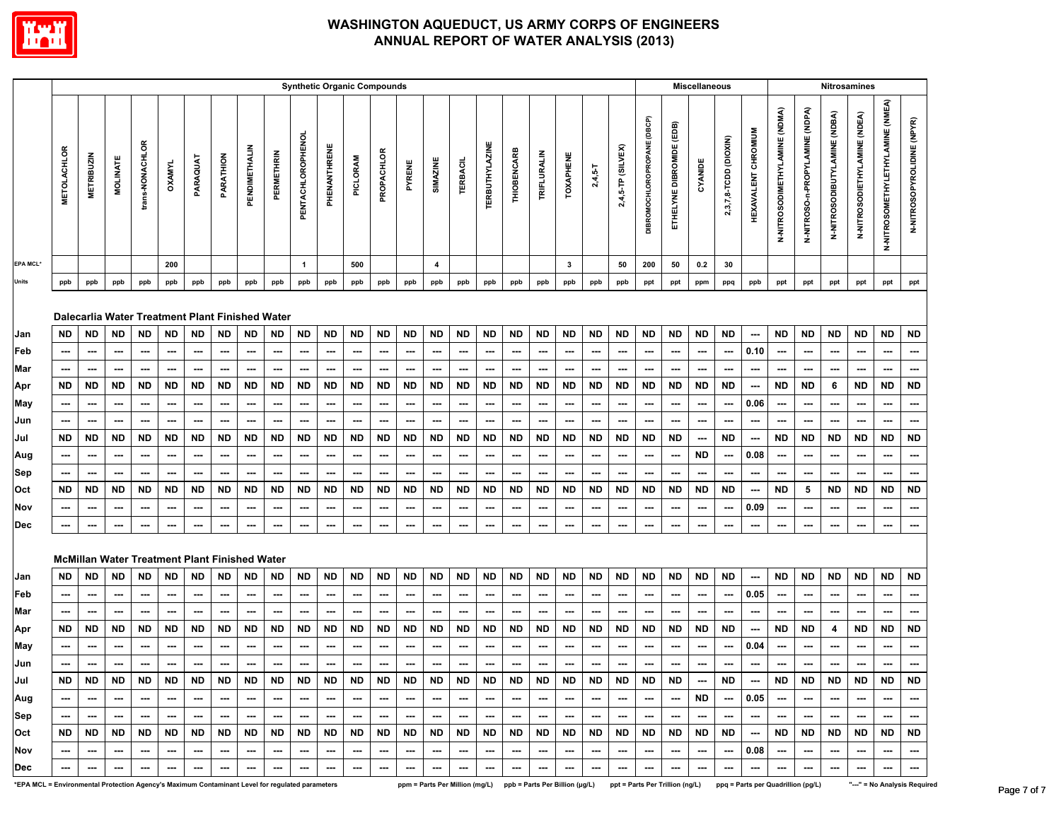# WASHINGTON AQUEDUCT, US ARMY CORPS OF ENGINEERS
# ANNUAL REPORT OF WATER ANALYSIS (2013)

| | Synthetic Organic Compounds | | | | | | | | | | | | | | | | | | | | | | Miscellaneous | | | | | Nitrosamines | | | | | |
|---|---|---|---|---|---|---|---|---|---|---|---|---|---|---|---|---|---|---|---|---|---|---|---|---|---|---|---|---|---|---|---|---|---|
| | METOLACHLOR | METRIBUZIN | MOLINATE | trans-NONACHLOR | OXAMYL | PARAQUAT | PARATHION | PENDIMETHALIN | PERMETHRIN | PENTACHLOROPHENOL | PHENANTHRENE | PICLORAM | PROPACHLOR | PYRENE | SIMAZINE | TERBACIL | TERBUTHYLAZINE | THIOBENCARB | TRIFLURALIN | TOXAPHENE | 2,4,5-T | 2,4,5-TP (SILVEX) | DIBROMOCHLOROPROPANE (DBCP) | ETHELYNE DIBROMIDE (EDB) | CYANIDE | 2,3,7,8-TCDD (DIOXIN) | HEXAVALENT CHROMIUM | N-NITROSODIMETHYLAMINE (NDMA) | N-NITROSO-n-PROPYLAMINE (NDPA) | N-NITROSODIBUTYLAMINE (NDBA) | N-NITROSODIETHYLAMINE (NDEA) | N-NITROSOMETHYLETHYLAMINE (NMEA) | N-NITROSOPYROLIDINE (NPYR) |
| EPA MCL* | | | | | 200 | | | | | 1 | | 500 | | | 4 | | | | | 3 | | 50 | 200 | 50 | 0.2 | 30 | | | | | | | |
| Units | ppb | ppb | ppb | ppb | ppb | ppb | ppb | ppb | ppb | ppb | ppb | ppb | ppb | ppb | ppb | ppb | ppb | ppb | ppb | ppb | ppb | ppb | ppt | ppt | ppm | ppq | ppb | ppt | ppt | ppt | ppt | ppt | ppt |
| **Dalecarlia Water Treatment Plant Finished Water** | | | | | | | | | | | | | | | | | | | | | | | | | | | | | | | | | |
| Jan | ND | ND | ND | ND | ND | ND | ND | ND | ND | ND | ND | ND | ND | ND | ND | ND | ND | ND | ND | ND | ND | ND | ND | ND | ND | ND | --- | ND | ND | ND | ND | ND | ND |
| Feb | --- | --- | --- | --- | --- | --- | --- | --- | --- | --- | --- | --- | --- | --- | --- | --- | --- | --- | --- | --- | --- | --- | --- | --- | --- | --- | 0.10 | --- | --- | --- | --- | --- | --- |
| Mar | --- | --- | --- | --- | --- | --- | --- | --- | --- | --- | --- | --- | --- | --- | --- | --- | --- | --- | --- | --- | --- | --- | --- | --- | --- | --- | --- | --- | --- | --- | --- | --- | --- |
| Apr | ND | ND | ND | ND | ND | ND | ND | ND | ND | ND | ND | ND | ND | ND | ND | ND | ND | ND | ND | ND | ND | ND | ND | ND | ND | ND | --- | ND | ND | 6 | ND | ND | ND |
| May | --- | --- | --- | --- | --- | --- | --- | --- | --- | --- | --- | --- | --- | --- | --- | --- | --- | --- | --- | --- | --- | --- | --- | --- | --- | --- | 0.06 | --- | --- | --- | --- | --- | --- |
| Jun | --- | --- | --- | --- | --- | --- | --- | --- | --- | --- | --- | --- | --- | --- | --- | --- | --- | --- | --- | --- | --- | --- | --- | --- | --- | --- | --- | --- | --- | --- | --- | --- | --- |
| Jul | ND | ND | ND | ND | ND | ND | ND | ND | ND | ND | ND | ND | ND | ND | ND | ND | ND | ND | ND | ND | ND | ND | ND | ND | --- | ND | --- | ND | ND | ND | ND | ND | ND |
| Aug | --- | --- | --- | --- | --- | --- | --- | --- | --- | --- | --- | --- | --- | --- | --- | --- | --- | --- | --- | --- | --- | --- | --- | --- | ND | --- | 0.08 | --- | --- | --- | --- | --- | --- |
| Sep | --- | --- | --- | --- | --- | --- | --- | --- | --- | --- | --- | --- | --- | --- | --- | --- | --- | --- | --- | --- | --- | --- | --- | --- | --- | --- | --- | --- | --- | --- | --- | --- | --- |
| Oct | ND | ND | ND | ND | ND | ND | ND | ND | ND | ND | ND | ND | ND | ND | ND | ND | ND | ND | ND | ND | ND | ND | ND | ND | ND | ND | --- | ND | 5 | ND | ND | ND | ND |
| Nov | --- | --- | --- | --- | --- | --- | --- | --- | --- | --- | --- | --- | --- | --- | --- | --- | --- | --- | --- | --- | --- | --- | --- | --- | --- | --- | 0.09 | --- | --- | --- | --- | --- | --- |
| Dec | --- | --- | --- | --- | --- | --- | --- | --- | --- | --- | --- | --- | --- | --- | --- | --- | --- | --- | --- | --- | --- | --- | --- | --- | --- | --- | --- | --- | --- | --- | --- | --- | --- |
| **McMillan Water Treatment Plant Finished Water** | | | | | | | | | | | | | | | | | | | | | | | | | | | | | | | | | |
| Jan | ND | ND | ND | ND | ND | ND | ND | ND | ND | ND | ND | ND | ND | ND | ND | ND | ND | ND | ND | ND | ND | ND | ND | ND | ND | ND | --- | ND | ND | ND | ND | ND | ND |
| Feb | --- | --- | --- | --- | --- | --- | --- | --- | --- | --- | --- | --- | --- | --- | --- | --- | --- | --- | --- | --- | --- | --- | --- | --- | --- | --- | 0.05 | --- | --- | --- | --- | --- | --- |
| Mar | --- | --- | --- | --- | --- | --- | --- | --- | --- | --- | --- | --- | --- | --- | --- | --- | --- | --- | --- | --- | --- | --- | --- | --- | --- | --- | --- | --- | --- | --- | --- | --- | --- |
| Apr | ND | ND | ND | ND | ND | ND | ND | ND | ND | ND | ND | ND | ND | ND | ND | ND | ND | ND | ND | ND | ND | ND | ND | ND | ND | ND | --- | ND | ND | 4 | ND | ND | ND |
| May | --- | --- | --- | --- | --- | --- | --- | --- | --- | --- | --- | --- | --- | --- | --- | --- | --- | --- | --- | --- | --- | --- | --- | --- | --- | --- | 0.04 | --- | --- | --- | --- | --- | --- |
| Jun | --- | --- | --- | --- | --- | --- | --- | --- | --- | --- | --- | --- | --- | --- | --- | --- | --- | --- | --- | --- | --- | --- | --- | --- | --- | --- | --- | --- | --- | --- | --- | --- | --- |
| Jul | ND | ND | ND | ND | ND | ND | ND | ND | ND | ND | ND | ND | ND | ND | ND | ND | ND | ND | ND | ND | ND | ND | ND | ND | --- | ND | --- | ND | ND | ND | ND | ND | ND |
| Aug | --- | --- | --- | --- | --- | --- | --- | --- | --- | --- | --- | --- | --- | --- | --- | --- | --- | --- | --- | --- | --- | --- | --- | --- | ND | --- | 0.05 | --- | --- | --- | --- | --- | --- |
| Sep | --- | --- | --- | --- | --- | --- | --- | --- | --- | --- | --- | --- | --- | --- | --- | --- | --- | --- | --- | --- | --- | --- | --- | --- | --- | --- | --- | --- | --- | --- | --- | --- | --- |
| Oct | ND | ND | ND | ND | ND | ND | ND | ND | ND | ND | ND | ND | ND | ND | ND | ND | ND | ND | ND | ND | ND | ND | ND | ND | ND | ND | --- | ND | ND | ND | ND | ND | ND |
| Nov | --- | --- | --- | --- | --- | --- | --- | --- | --- | --- | --- | --- | --- | --- | --- | --- | --- | --- | --- | --- | --- | --- | --- | --- | --- | --- | 0.08 | --- | --- | --- | --- | --- | --- |
| Dec | --- | --- | --- | --- | --- | --- | --- | --- | --- | --- | --- | --- | --- | --- | --- | --- | --- | --- | --- | --- | --- | --- | --- | --- | --- | --- | --- | --- | --- | --- | --- | --- | --- |

*EPA MCL = Environmental Protection Agency's Maximum Contaminant Level for regulated parameters   ppm = Parts Per Million (mg/L)   ppb = Parts Per Billion (µg/L)   ppt = Parts Per Trillion (ng/L)   ppq = Parts per Quadrillion (pg/L)   "---" = No Analysis Required